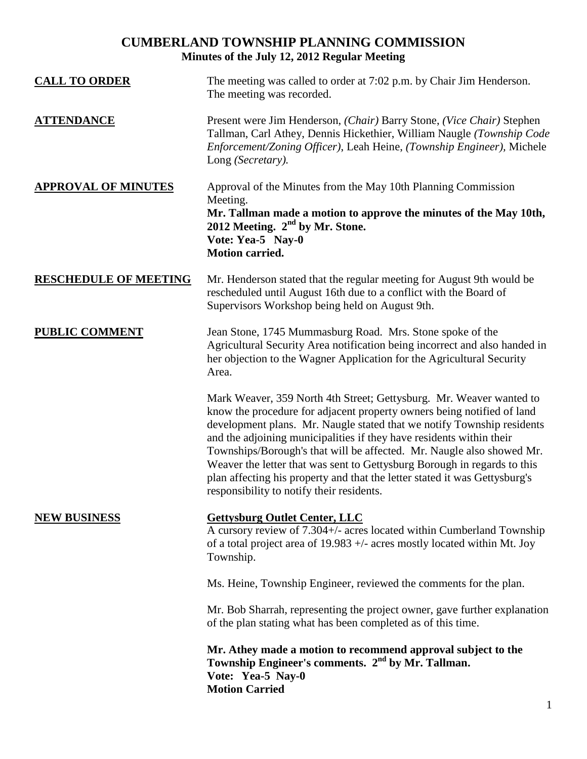# CUMBERLAND TOWNSHIP PLANNING COMMISSION

## Minutes of the July 12, 2012 Regular Meeting

**CALL TO ORDER**

The meeting was called to order at 7:02 p.m. by Chair Jim Henderson. The meeting was recorded.

**ATTENDANCE**

Present were Jim Henderson, *(Chair)* Barry Stone, *(Vice Chair)* Stephen Tallman, Carl Athey, Dennis Hickethier, William Naugle *(Township Code Enforcement/Zoning Officer)*, Leah Heine, *(Township Engineer)*, Michele Long *(Secretary)*.

**APPROVAL OF MINUTES**

Approval of the Minutes from the May 10th Planning Commission Meeting.

**Mr. Tallman made a motion to approve the minutes of the May 10th, 2012 Meeting. 2nd by Mr. Stone.**
**Vote: Yea-5 Nay-0**
**Motion carried.**

**RESCHEDULE OF MEETING**

Mr. Henderson stated that the regular meeting for August 9th would be rescheduled until August 16th due to a conflict with the Board of Supervisors Workshop being held on August 9th.

**PUBLIC COMMENT**

Jean Stone, 1745 Mummasburg Road. Mrs. Stone spoke of the Agricultural Security Area notification being incorrect and also handed in her objection to the Wagner Application for the Agricultural Security Area.

Mark Weaver, 359 North 4th Street; Gettysburg. Mr. Weaver wanted to know the procedure for adjacent property owners being notified of land development plans. Mr. Naugle stated that we notify Township residents and the adjoining municipalities if they have residents within their Townships/Borough's that will be affected. Mr. Naugle also showed Mr. Weaver the letter that was sent to Gettysburg Borough in regards to this plan affecting his property and that the letter stated it was Gettysburg's responsibility to notify their residents.

**NEW BUSINESS**

**Gettysburg Outlet Center, LLC**

A cursory review of 7.304+/- acres located within Cumberland Township of a total project area of 19.983 +/- acres mostly located within Mt. Joy Township.

Ms. Heine, Township Engineer, reviewed the comments for the plan.

Mr. Bob Sharrah, representing the project owner, gave further explanation of the plan stating what has been completed as of this time.

**Mr. Athey made a motion to recommend approval subject to the Township Engineer's comments. 2nd by Mr. Tallman.**
**Vote: Yea-5 Nay-0**
**Motion Carried**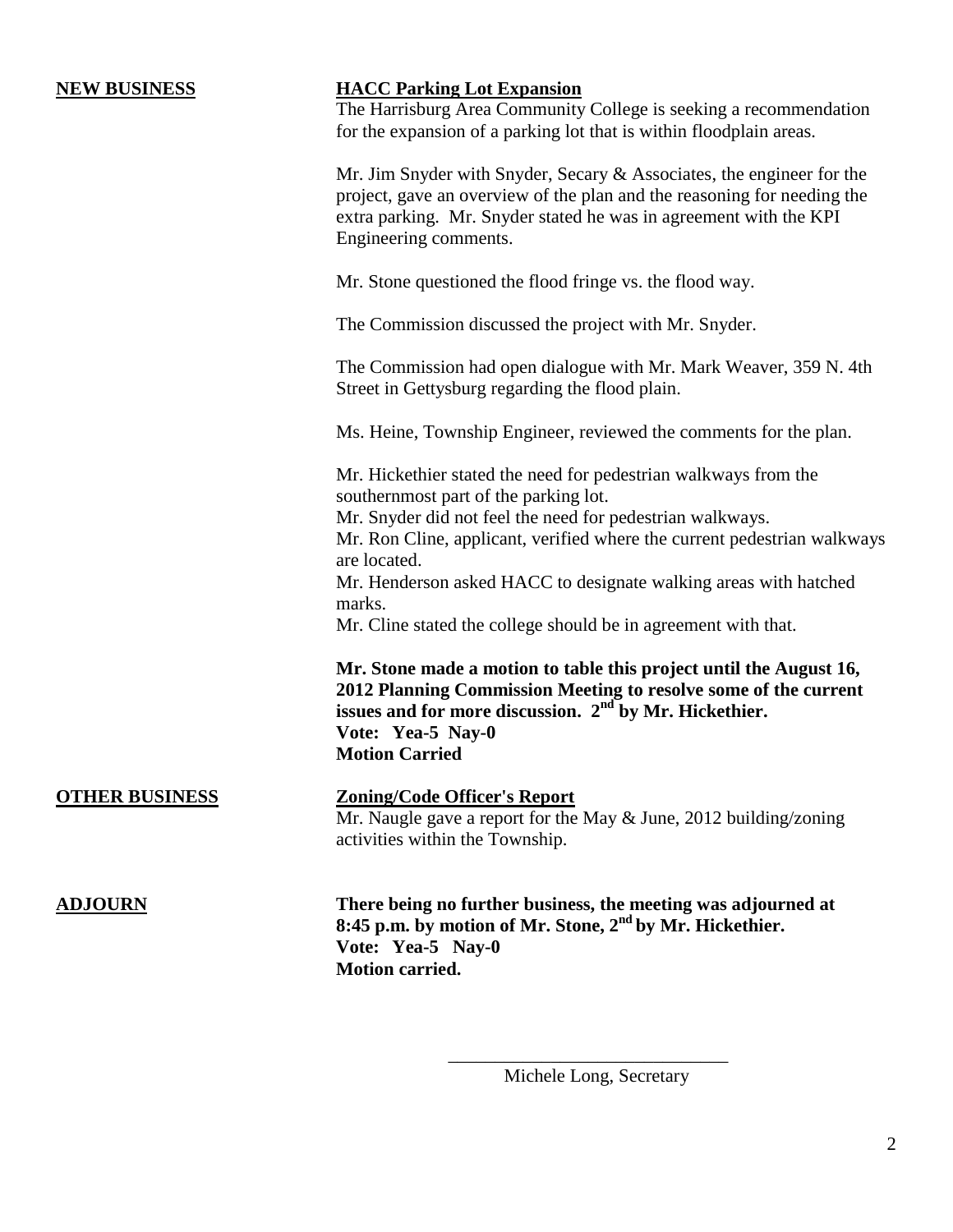**NEW BUSINESS** — **HACC Parking Lot Expansion**

The Harrisburg Area Community College is seeking a recommendation for the expansion of a parking lot that is within floodplain areas.

Mr. Jim Snyder with Snyder, Secary & Associates, the engineer for the project, gave an overview of the plan and the reasoning for needing the extra parking. Mr. Snyder stated he was in agreement with the KPI Engineering comments.

Mr. Stone questioned the flood fringe vs. the flood way.

The Commission discussed the project with Mr. Snyder.

The Commission had open dialogue with Mr. Mark Weaver, 359 N. 4th Street in Gettysburg regarding the flood plain.

Ms. Heine, Township Engineer, reviewed the comments for the plan.

Mr. Hickethier stated the need for pedestrian walkways from the southernmost part of the parking lot.
Mr. Snyder did not feel the need for pedestrian walkways.
Mr. Ron Cline, applicant, verified where the current pedestrian walkways are located.
Mr. Henderson asked HACC to designate walking areas with hatched marks.
Mr. Cline stated the college should be in agreement with that.

**Mr. Stone made a motion to table this project until the August 16, 2012 Planning Commission Meeting to resolve some of the current issues and for more discussion. 2nd by Mr. Hickethier.**
**Vote: Yea-5 Nay-0**
**Motion Carried**

**OTHER BUSINESS** — **Zoning/Code Officer's Report**

Mr. Naugle gave a report for the May & June, 2012 building/zoning activities within the Township.

**ADJOURN**

**There being no further business, the meeting was adjourned at 8:45 p.m. by motion of Mr. Stone, 2nd by Mr. Hickethier.**
**Vote: Yea-5 Nay-0**
**Motion carried.**

\_\_\_\_\_\_\_\_\_\_\_\_\_\_\_\_\_\_\_\_\_\_\_\_\_\_\_\_\_\_
Michele Long, Secretary